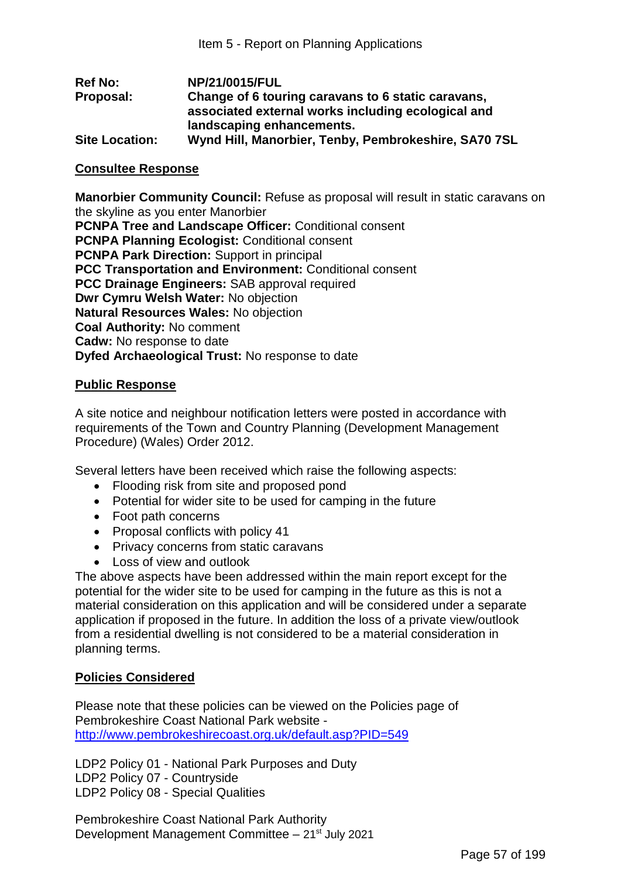Item 5 - Report on Planning Applications

| | |
|---|---|
| **Ref No:** | **NP/21/0015/FUL** |
| **Proposal:** | **Change of 6 touring caravans to 6 static caravans, associated external works including ecological and landscaping enhancements.** |
| **Site Location:** | **Wynd Hill, Manorbier, Tenby, Pembrokeshire, SA70 7SL** |

## Consultee Response

**Manorbier Community Council:** Refuse as proposal will result in static caravans on the skyline as you enter Manorbier
**PCNPA Tree and Landscape Officer:** Conditional consent
**PCNPA Planning Ecologist:** Conditional consent
**PCNPA Park Direction:** Support in principal
**PCC Transportation and Environment:** Conditional consent
**PCC Drainage Engineers:** SAB approval required
**Dwr Cymru Welsh Water:** No objection
**Natural Resources Wales:** No objection
**Coal Authority:** No comment
**Cadw:** No response to date
**Dyfed Archaeological Trust:** No response to date

## Public Response

A site notice and neighbour notification letters were posted in accordance with requirements of the Town and Country Planning (Development Management Procedure) (Wales) Order 2012.

Several letters have been received which raise the following aspects:

- Flooding risk from site and proposed pond
- Potential for wider site to be used for camping in the future
- Foot path concerns
- Proposal conflicts with policy 41
- Privacy concerns from static caravans
- Loss of view and outlook

The above aspects have been addressed within the main report except for the potential for the wider site to be used for camping in the future as this is not a material consideration on this application and will be considered under a separate application if proposed in the future. In addition the loss of a private view/outlook from a residential dwelling is not considered to be a material consideration in planning terms.

## Policies Considered

Please note that these policies can be viewed on the Policies page of Pembrokeshire Coast National Park website - http://www.pembrokeshirecoast.org.uk/default.asp?PID=549

LDP2 Policy 01 - National Park Purposes and Duty
LDP2 Policy 07 - Countryside
LDP2 Policy 08 - Special Qualities

Pembrokeshire Coast National Park Authority
Development Management Committee – 21st July 2021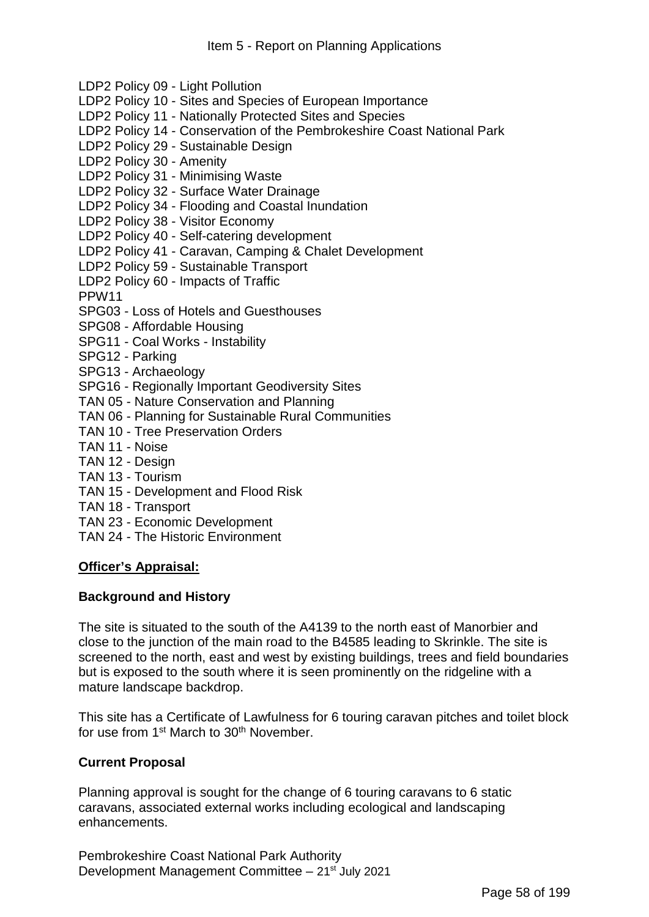LDP2 Policy 09 - Light Pollution
LDP2 Policy 10 - Sites and Species of European Importance
LDP2 Policy 11 - Nationally Protected Sites and Species
LDP2 Policy 14 - Conservation of the Pembrokeshire Coast National Park
LDP2 Policy 29 - Sustainable Design
LDP2 Policy 30 - Amenity
LDP2 Policy 31 - Minimising Waste
LDP2 Policy 32 - Surface Water Drainage
LDP2 Policy 34 - Flooding and Coastal Inundation
LDP2 Policy 38 - Visitor Economy
LDP2 Policy 40 - Self-catering development
LDP2 Policy 41 - Caravan, Camping & Chalet Development
LDP2 Policy 59 - Sustainable Transport
LDP2 Policy 60 - Impacts of Traffic
PPW11
SPG03 - Loss of Hotels and Guesthouses
SPG08 - Affordable Housing
SPG11 - Coal Works - Instability
SPG12 - Parking
SPG13 - Archaeology
SPG16 - Regionally Important Geodiversity Sites
TAN 05 - Nature Conservation and Planning
TAN 06 - Planning for Sustainable Rural Communities
TAN 10 - Tree Preservation Orders
TAN 11 - Noise
TAN 12 - Design
TAN 13 - Tourism
TAN 15 - Development and Flood Risk
TAN 18 - Transport
TAN 23 - Economic Development
TAN 24 - The Historic Environment

## Officer's Appraisal:

### Background and History

The site is situated to the south of the A4139 to the north east of Manorbier and close to the junction of the main road to the B4585 leading to Skrinkle. The site is screened to the north, east and west by existing buildings, trees and field boundaries but is exposed to the south where it is seen prominently on the ridgeline with a mature landscape backdrop.

This site has a Certificate of Lawfulness for 6 touring caravan pitches and toilet block for use from 1st March to 30th November.

### Current Proposal

Planning approval is sought for the change of 6 touring caravans to 6 static caravans, associated external works including ecological and landscaping enhancements.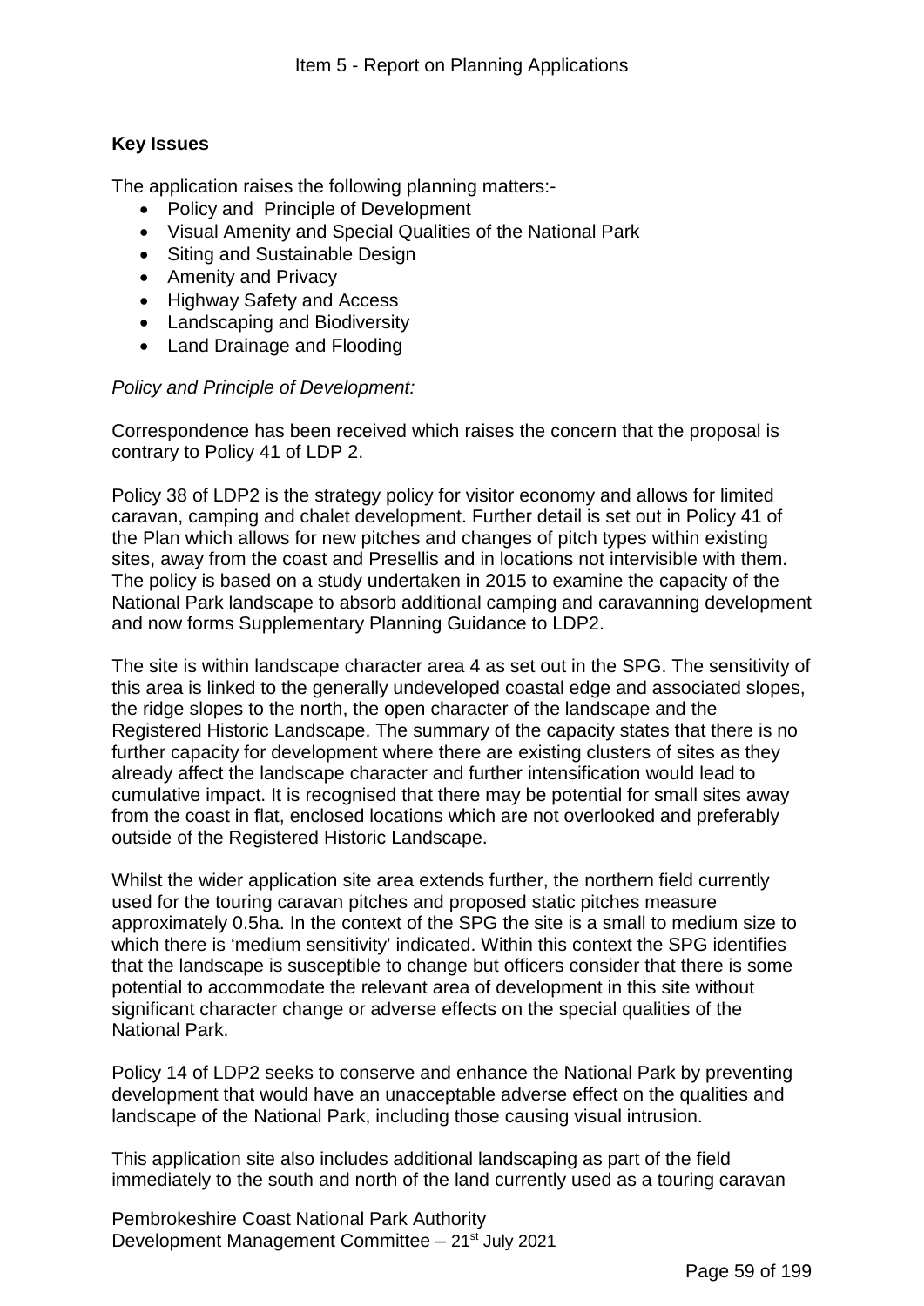**Key Issues**

The application raises the following planning matters:-

- Policy and Principle of Development
- Visual Amenity and Special Qualities of the National Park
- Siting and Sustainable Design
- Amenity and Privacy
- Highway Safety and Access
- Landscaping and Biodiversity
- Land Drainage and Flooding

*Policy and Principle of Development:*

Correspondence has been received which raises the concern that the proposal is contrary to Policy 41 of LDP 2.

Policy 38 of LDP2 is the strategy policy for visitor economy and allows for limited caravan, camping and chalet development. Further detail is set out in Policy 41 of the Plan which allows for new pitches and changes of pitch types within existing sites, away from the coast and Presellis and in locations not intervisible with them. The policy is based on a study undertaken in 2015 to examine the capacity of the National Park landscape to absorb additional camping and caravanning development and now forms Supplementary Planning Guidance to LDP2.

The site is within landscape character area 4 as set out in the SPG. The sensitivity of this area is linked to the generally undeveloped coastal edge and associated slopes, the ridge slopes to the north, the open character of the landscape and the Registered Historic Landscape. The summary of the capacity states that there is no further capacity for development where there are existing clusters of sites as they already affect the landscape character and further intensification would lead to cumulative impact. It is recognised that there may be potential for small sites away from the coast in flat, enclosed locations which are not overlooked and preferably outside of the Registered Historic Landscape.

Whilst the wider application site area extends further, the northern field currently used for the touring caravan pitches and proposed static pitches measure approximately 0.5ha. In the context of the SPG the site is a small to medium size to which there is 'medium sensitivity' indicated. Within this context the SPG identifies that the landscape is susceptible to change but officers consider that there is some potential to accommodate the relevant area of development in this site without significant character change or adverse effects on the special qualities of the National Park.

Policy 14 of LDP2 seeks to conserve and enhance the National Park by preventing development that would have an unacceptable adverse effect on the qualities and landscape of the National Park, including those causing visual intrusion.

This application site also includes additional landscaping as part of the field immediately to the south and north of the land currently used as a touring caravan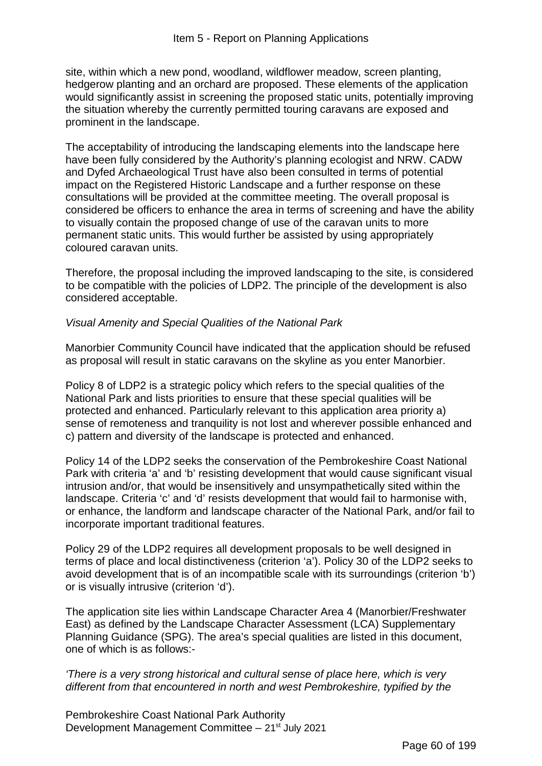site, within which a new pond, woodland, wildflower meadow, screen planting, hedgerow planting and an orchard are proposed. These elements of the application would significantly assist in screening the proposed static units, potentially improving the situation whereby the currently permitted touring caravans are exposed and prominent in the landscape.

The acceptability of introducing the landscaping elements into the landscape here have been fully considered by the Authority's planning ecologist and NRW. CADW and Dyfed Archaeological Trust have also been consulted in terms of potential impact on the Registered Historic Landscape and a further response on these consultations will be provided at the committee meeting. The overall proposal is considered be officers to enhance the area in terms of screening and have the ability to visually contain the proposed change of use of the caravan units to more permanent static units. This would further be assisted by using appropriately coloured caravan units.

Therefore, the proposal including the improved landscaping to the site, is considered to be compatible with the policies of LDP2. The principle of the development is also considered acceptable.

*Visual Amenity and Special Qualities of the National Park*

Manorbier Community Council have indicated that the application should be refused as proposal will result in static caravans on the skyline as you enter Manorbier.

Policy 8 of LDP2 is a strategic policy which refers to the special qualities of the National Park and lists priorities to ensure that these special qualities will be protected and enhanced. Particularly relevant to this application area priority a) sense of remoteness and tranquility is not lost and wherever possible enhanced and c) pattern and diversity of the landscape is protected and enhanced.

Policy 14 of the LDP2 seeks the conservation of the Pembrokeshire Coast National Park with criteria 'a' and 'b' resisting development that would cause significant visual intrusion and/or, that would be insensitively and unsympathetically sited within the landscape. Criteria 'c' and 'd' resists development that would fail to harmonise with, or enhance, the landform and landscape character of the National Park, and/or fail to incorporate important traditional features.

Policy 29 of the LDP2 requires all development proposals to be well designed in terms of place and local distinctiveness (criterion 'a'). Policy 30 of the LDP2 seeks to avoid development that is of an incompatible scale with its surroundings (criterion 'b') or is visually intrusive (criterion 'd').

The application site lies within Landscape Character Area 4 (Manorbier/Freshwater East) as defined by the Landscape Character Assessment (LCA) Supplementary Planning Guidance (SPG). The area's special qualities are listed in this document, one of which is as follows:-

*'There is a very strong historical and cultural sense of place here, which is very different from that encountered in north and west Pembrokeshire, typified by the*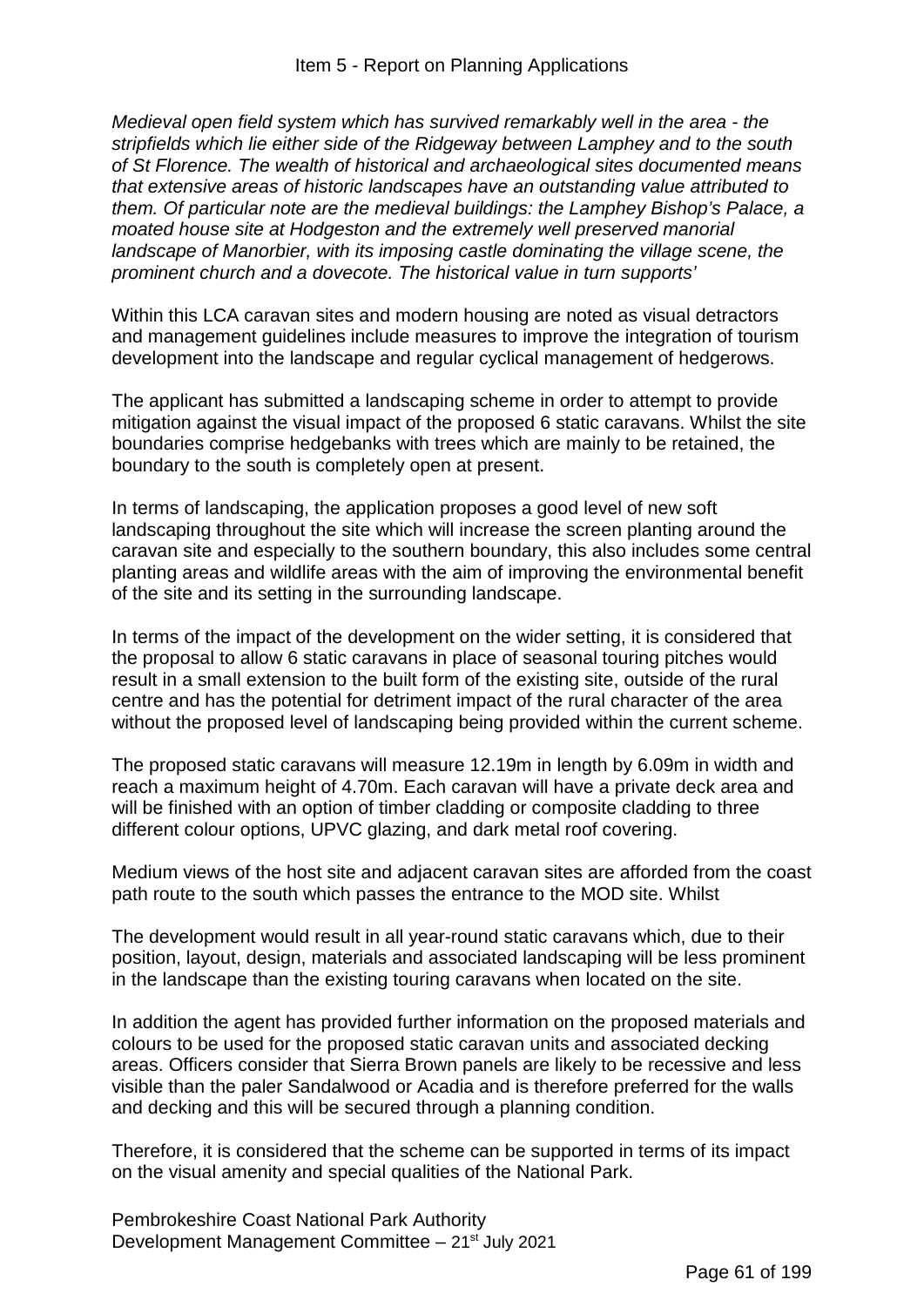*Medieval open field system which has survived remarkably well in the area - the stripfields which lie either side of the Ridgeway between Lamphey and to the south of St Florence. The wealth of historical and archaeological sites documented means that extensive areas of historic landscapes have an outstanding value attributed to them. Of particular note are the medieval buildings: the Lamphey Bishop's Palace, a moated house site at Hodgeston and the extremely well preserved manorial landscape of Manorbier, with its imposing castle dominating the village scene, the prominent church and a dovecote. The historical value in turn supports'*

Within this LCA caravan sites and modern housing are noted as visual detractors and management guidelines include measures to improve the integration of tourism development into the landscape and regular cyclical management of hedgerows.

The applicant has submitted a landscaping scheme in order to attempt to provide mitigation against the visual impact of the proposed 6 static caravans. Whilst the site boundaries comprise hedgebanks with trees which are mainly to be retained, the boundary to the south is completely open at present.

In terms of landscaping, the application proposes a good level of new soft landscaping throughout the site which will increase the screen planting around the caravan site and especially to the southern boundary, this also includes some central planting areas and wildlife areas with the aim of improving the environmental benefit of the site and its setting in the surrounding landscape.

In terms of the impact of the development on the wider setting, it is considered that the proposal to allow 6 static caravans in place of seasonal touring pitches would result in a small extension to the built form of the existing site, outside of the rural centre and has the potential for detriment impact of the rural character of the area without the proposed level of landscaping being provided within the current scheme.

The proposed static caravans will measure 12.19m in length by 6.09m in width and reach a maximum height of 4.70m. Each caravan will have a private deck area and will be finished with an option of timber cladding or composite cladding to three different colour options, UPVC glazing, and dark metal roof covering.

Medium views of the host site and adjacent caravan sites are afforded from the coast path route to the south which passes the entrance to the MOD site. Whilst

The development would result in all year-round static caravans which, due to their position, layout, design, materials and associated landscaping will be less prominent in the landscape than the existing touring caravans when located on the site.

In addition the agent has provided further information on the proposed materials and colours to be used for the proposed static caravan units and associated decking areas. Officers consider that Sierra Brown panels are likely to be recessive and less visible than the paler Sandalwood or Acadia and is therefore preferred for the walls and decking and this will be secured through a planning condition.

Therefore, it is considered that the scheme can be supported in terms of its impact on the visual amenity and special qualities of the National Park.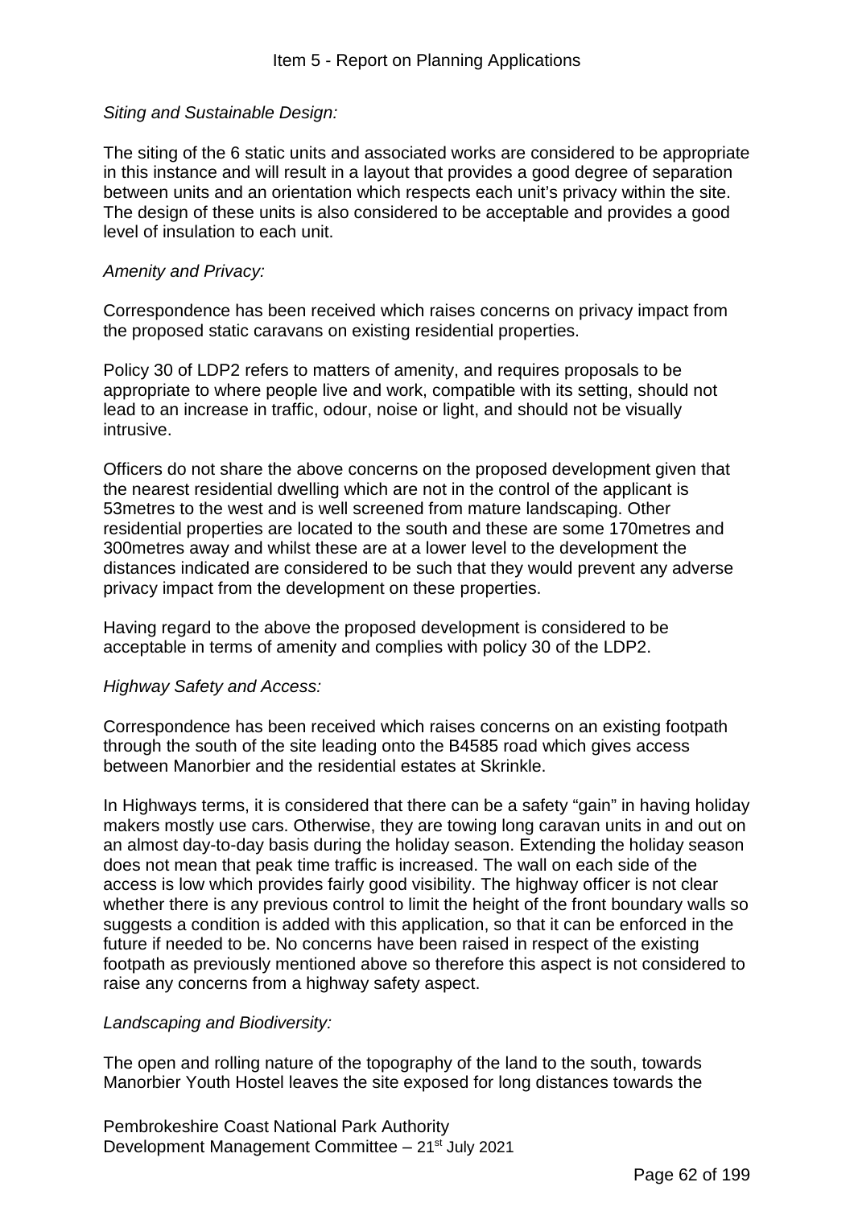*Siting and Sustainable Design:*

The siting of the 6 static units and associated works are considered to be appropriate in this instance and will result in a layout that provides a good degree of separation between units and an orientation which respects each unit's privacy within the site. The design of these units is also considered to be acceptable and provides a good level of insulation to each unit.

*Amenity and Privacy:*

Correspondence has been received which raises concerns on privacy impact from the proposed static caravans on existing residential properties.

Policy 30 of LDP2 refers to matters of amenity, and requires proposals to be appropriate to where people live and work, compatible with its setting, should not lead to an increase in traffic, odour, noise or light, and should not be visually intrusive.

Officers do not share the above concerns on the proposed development given that the nearest residential dwelling which are not in the control of the applicant is 53metres to the west and is well screened from mature landscaping. Other residential properties are located to the south and these are some 170metres and 300metres away and whilst these are at a lower level to the development the distances indicated are considered to be such that they would prevent any adverse privacy impact from the development on these properties.

Having regard to the above the proposed development is considered to be acceptable in terms of amenity and complies with policy 30 of the LDP2.

*Highway Safety and Access:*

Correspondence has been received which raises concerns on an existing footpath through the south of the site leading onto the B4585 road which gives access between Manorbier and the residential estates at Skrinkle.

In Highways terms, it is considered that there can be a safety "gain" in having holiday makers mostly use cars. Otherwise, they are towing long caravan units in and out on an almost day-to-day basis during the holiday season. Extending the holiday season does not mean that peak time traffic is increased. The wall on each side of the access is low which provides fairly good visibility. The highway officer is not clear whether there is any previous control to limit the height of the front boundary walls so suggests a condition is added with this application, so that it can be enforced in the future if needed to be. No concerns have been raised in respect of the existing footpath as previously mentioned above so therefore this aspect is not considered to raise any concerns from a highway safety aspect.

*Landscaping and Biodiversity:*

The open and rolling nature of the topography of the land to the south, towards Manorbier Youth Hostel leaves the site exposed for long distances towards the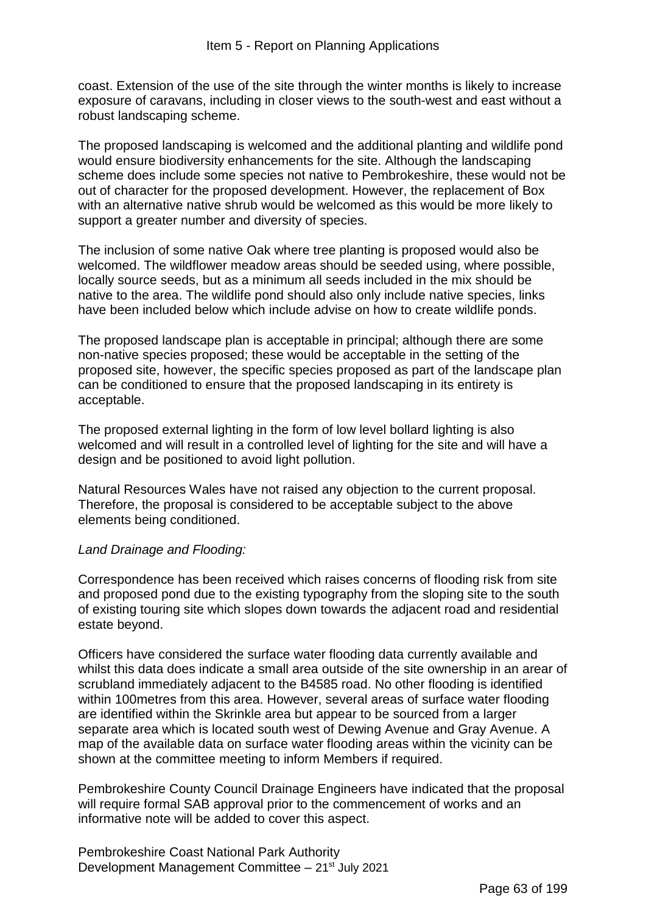coast. Extension of the use of the site through the winter months is likely to increase exposure of caravans, including in closer views to the south-west and east without a robust landscaping scheme.

The proposed landscaping is welcomed and the additional planting and wildlife pond would ensure biodiversity enhancements for the site. Although the landscaping scheme does include some species not native to Pembrokeshire, these would not be out of character for the proposed development. However, the replacement of Box with an alternative native shrub would be welcomed as this would be more likely to support a greater number and diversity of species.

The inclusion of some native Oak where tree planting is proposed would also be welcomed. The wildflower meadow areas should be seeded using, where possible, locally source seeds, but as a minimum all seeds included in the mix should be native to the area. The wildlife pond should also only include native species, links have been included below which include advise on how to create wildlife ponds.

The proposed landscape plan is acceptable in principal; although there are some non-native species proposed; these would be acceptable in the setting of the proposed site, however, the specific species proposed as part of the landscape plan can be conditioned to ensure that the proposed landscaping in its entirety is acceptable.

The proposed external lighting in the form of low level bollard lighting is also welcomed and will result in a controlled level of lighting for the site and will have a design and be positioned to avoid light pollution.

Natural Resources Wales have not raised any objection to the current proposal. Therefore, the proposal is considered to be acceptable subject to the above elements being conditioned.

*Land Drainage and Flooding:*

Correspondence has been received which raises concerns of flooding risk from site and proposed pond due to the existing typography from the sloping site to the south of existing touring site which slopes down towards the adjacent road and residential estate beyond.

Officers have considered the surface water flooding data currently available and whilst this data does indicate a small area outside of the site ownership in an arear of scrubland immediately adjacent to the B4585 road. No other flooding is identified within 100metres from this area. However, several areas of surface water flooding are identified within the Skrinkle area but appear to be sourced from a larger separate area which is located south west of Dewing Avenue and Gray Avenue. A map of the available data on surface water flooding areas within the vicinity can be shown at the committee meeting to inform Members if required.

Pembrokeshire County Council Drainage Engineers have indicated that the proposal will require formal SAB approval prior to the commencement of works and an informative note will be added to cover this aspect.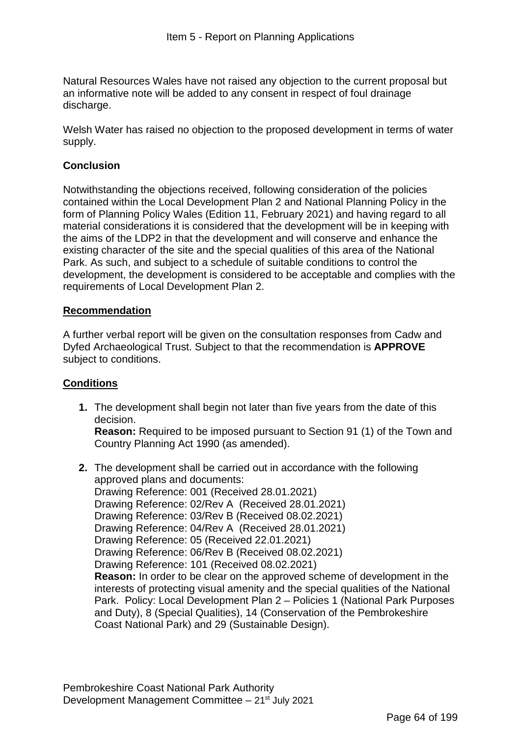Natural Resources Wales have not raised any objection to the current proposal but an informative note will be added to any consent in respect of foul drainage discharge.

Welsh Water has raised no objection to the proposed development in terms of water supply.

**Conclusion**

Notwithstanding the objections received, following consideration of the policies contained within the Local Development Plan 2 and National Planning Policy in the form of Planning Policy Wales (Edition 11, February 2021) and having regard to all material considerations it is considered that the development will be in keeping with the aims of the LDP2 in that the development and will conserve and enhance the existing character of the site and the special qualities of this area of the National Park. As such, and subject to a schedule of suitable conditions to control the development, the development is considered to be acceptable and complies with the requirements of Local Development Plan 2.

**Recommendation**

A further verbal report will be given on the consultation responses from Cadw and Dyfed Archaeological Trust. Subject to that the recommendation is **APPROVE** subject to conditions.

**Conditions**

1. The development shall begin not later than five years from the date of this decision.
   **Reason:** Required to be imposed pursuant to Section 91 (1) of the Town and Country Planning Act 1990 (as amended).

2. The development shall be carried out in accordance with the following approved plans and documents:
   Drawing Reference: 001 (Received 28.01.2021)
   Drawing Reference: 02/Rev A (Received 28.01.2021)
   Drawing Reference: 03/Rev B (Received 08.02.2021)
   Drawing Reference: 04/Rev A (Received 28.01.2021)
   Drawing Reference: 05 (Received 22.01.2021)
   Drawing Reference: 06/Rev B (Received 08.02.2021)
   Drawing Reference: 101 (Received 08.02.2021)
   **Reason:** In order to be clear on the approved scheme of development in the interests of protecting visual amenity and the special qualities of the National Park. Policy: Local Development Plan 2 – Policies 1 (National Park Purposes and Duty), 8 (Special Qualities), 14 (Conservation of the Pembrokeshire Coast National Park) and 29 (Sustainable Design).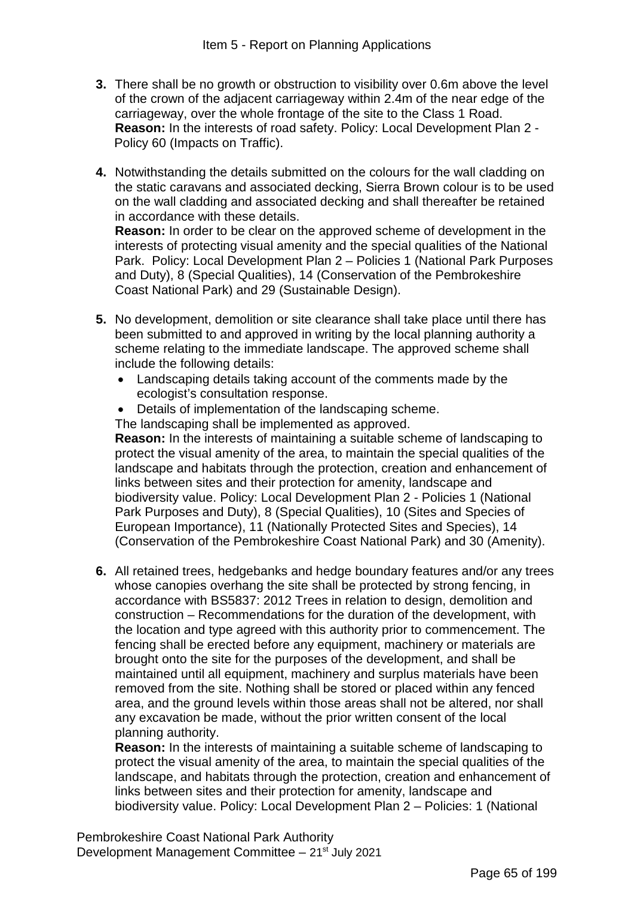3. There shall be no growth or obstruction to visibility over 0.6m above the level of the crown of the adjacent carriageway within 2.4m of the near edge of the carriageway, over the whole frontage of the site to the Class 1 Road.
   **Reason:** In the interests of road safety. Policy: Local Development Plan 2 - Policy 60 (Impacts on Traffic).

4. Notwithstanding the details submitted on the colours for the wall cladding on the static caravans and associated decking, Sierra Brown colour is to be used on the wall cladding and associated decking and shall thereafter be retained in accordance with these details.
   **Reason:** In order to be clear on the approved scheme of development in the interests of protecting visual amenity and the special qualities of the National Park. Policy: Local Development Plan 2 – Policies 1 (National Park Purposes and Duty), 8 (Special Qualities), 14 (Conservation of the Pembrokeshire Coast National Park) and 29 (Sustainable Design).

5. No development, demolition or site clearance shall take place until there has been submitted to and approved in writing by the local planning authority a scheme relating to the immediate landscape. The approved scheme shall include the following details:
   - Landscaping details taking account of the comments made by the ecologist's consultation response.
   - Details of implementation of the landscaping scheme.

   The landscaping shall be implemented as approved.
   **Reason:** In the interests of maintaining a suitable scheme of landscaping to protect the visual amenity of the area, to maintain the special qualities of the landscape and habitats through the protection, creation and enhancement of links between sites and their protection for amenity, landscape and biodiversity value. Policy: Local Development Plan 2 - Policies 1 (National Park Purposes and Duty), 8 (Special Qualities), 10 (Sites and Species of European Importance), 11 (Nationally Protected Sites and Species), 14 (Conservation of the Pembrokeshire Coast National Park) and 30 (Amenity).

6. All retained trees, hedgebanks and hedge boundary features and/or any trees whose canopies overhang the site shall be protected by strong fencing, in accordance with BS5837: 2012 Trees in relation to design, demolition and construction – Recommendations for the duration of the development, with the location and type agreed with this authority prior to commencement. The fencing shall be erected before any equipment, machinery or materials are brought onto the site for the purposes of the development, and shall be maintained until all equipment, machinery and surplus materials have been removed from the site. Nothing shall be stored or placed within any fenced area, and the ground levels within those areas shall not be altered, nor shall any excavation be made, without the prior written consent of the local planning authority.
   **Reason:** In the interests of maintaining a suitable scheme of landscaping to protect the visual amenity of the area, to maintain the special qualities of the landscape, and habitats through the protection, creation and enhancement of links between sites and their protection for amenity, landscape and biodiversity value. Policy: Local Development Plan 2 – Policies: 1 (National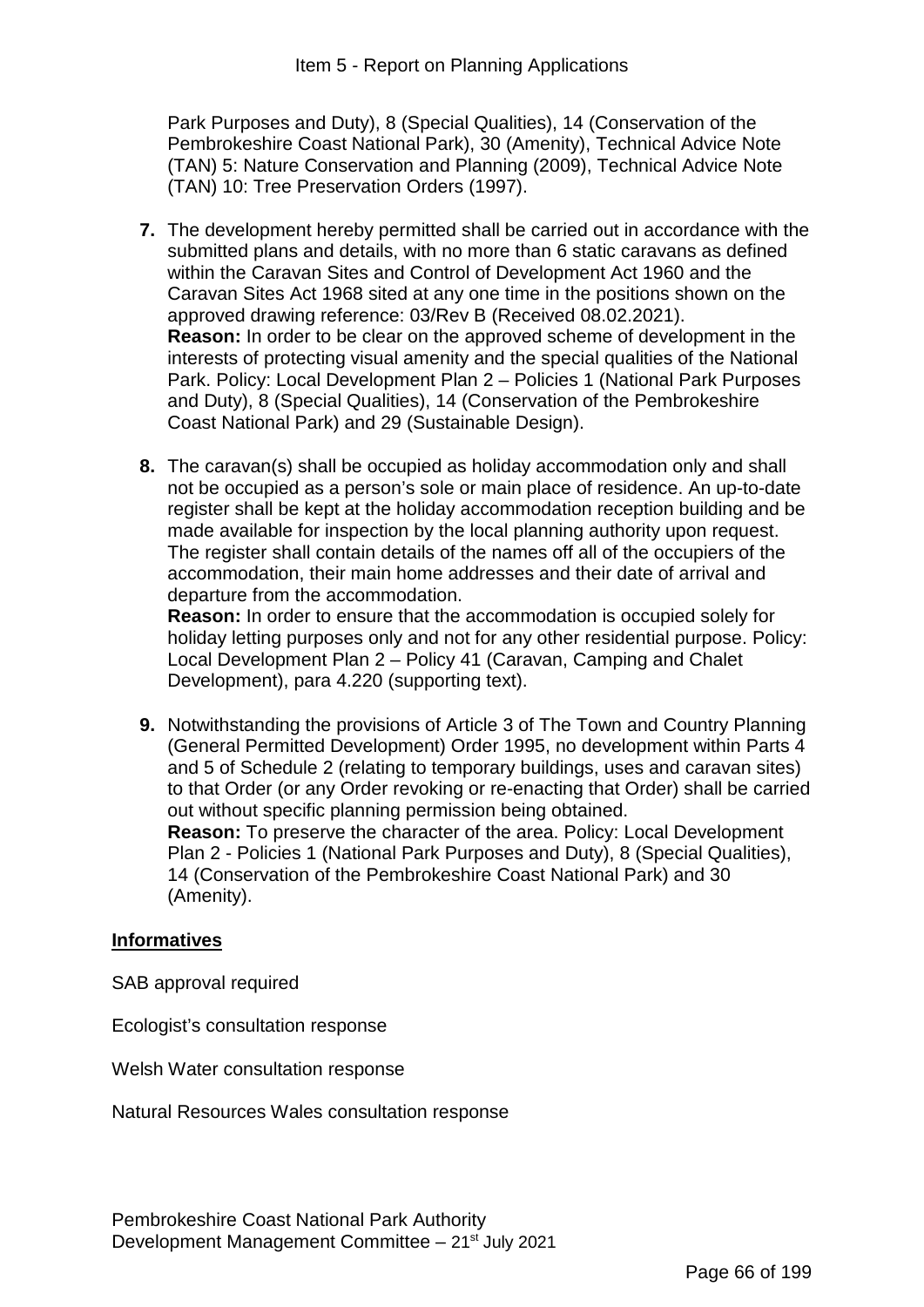Park Purposes and Duty), 8 (Special Qualities), 14 (Conservation of the Pembrokeshire Coast National Park), 30 (Amenity), Technical Advice Note (TAN) 5: Nature Conservation and Planning (2009), Technical Advice Note (TAN) 10: Tree Preservation Orders (1997).

7. The development hereby permitted shall be carried out in accordance with the submitted plans and details, with no more than 6 static caravans as defined within the Caravan Sites and Control of Development Act 1960 and the Caravan Sites Act 1968 sited at any one time in the positions shown on the approved drawing reference: 03/Rev B (Received 08.02.2021).
   **Reason:** In order to be clear on the approved scheme of development in the interests of protecting visual amenity and the special qualities of the National Park. Policy: Local Development Plan 2 – Policies 1 (National Park Purposes and Duty), 8 (Special Qualities), 14 (Conservation of the Pembrokeshire Coast National Park) and 29 (Sustainable Design).

8. The caravan(s) shall be occupied as holiday accommodation only and shall not be occupied as a person's sole or main place of residence. An up-to-date register shall be kept at the holiday accommodation reception building and be made available for inspection by the local planning authority upon request. The register shall contain details of the names off all of the occupiers of the accommodation, their main home addresses and their date of arrival and departure from the accommodation.
   **Reason:** In order to ensure that the accommodation is occupied solely for holiday letting purposes only and not for any other residential purpose. Policy: Local Development Plan 2 – Policy 41 (Caravan, Camping and Chalet Development), para 4.220 (supporting text).

9. Notwithstanding the provisions of Article 3 of The Town and Country Planning (General Permitted Development) Order 1995, no development within Parts 4 and 5 of Schedule 2 (relating to temporary buildings, uses and caravan sites) to that Order (or any Order revoking or re-enacting that Order) shall be carried out without specific planning permission being obtained.
   **Reason:** To preserve the character of the area. Policy: Local Development Plan 2 - Policies 1 (National Park Purposes and Duty), 8 (Special Qualities), 14 (Conservation of the Pembrokeshire Coast National Park) and 30 (Amenity).

**Informatives**

SAB approval required

Ecologist's consultation response

Welsh Water consultation response

Natural Resources Wales consultation response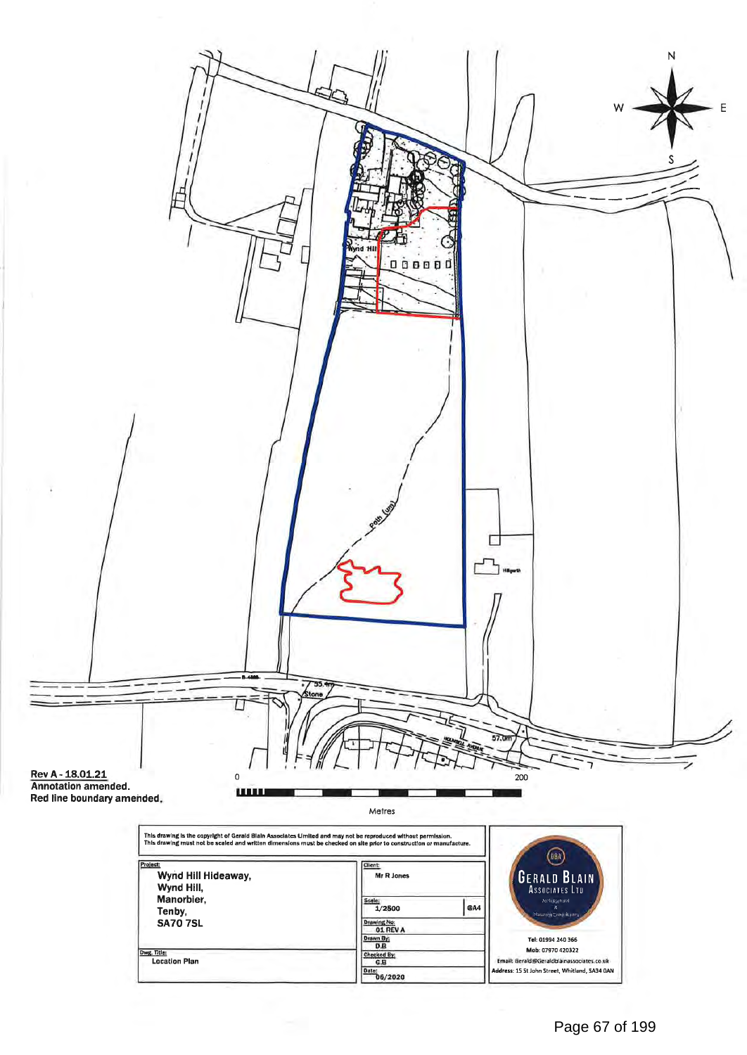N

W E

S

Wynd Hill

Path (um)

Hillgarth

B 4585

55.4m

Stone

57.0m

Rev A - 18.01.21
Annotation amended.
Red line boundary amended.

0 200

Metres

This drawing is the copyright of Gerald Blain Associates Limited and may not be reproduced without permission.
This drawing must not be scaled and written dimensions must be checked on site prior to construction or manufacture.

| Project: | Client: |
|---|---|
| Wynd Hill Hideaway, Wynd Hill, Manorbier, Tenby, SA70 7SL | Mr R Jones |
| | Scale: 1/2500 @A4 |
| | Drawing No: 01 REV A |
| | Drawn By: D.B |
| Dwg. Title: Location Plan | Checked By: G.B |
| | Date: 06/2020 |

GERALD BLAIN ASSOCIATES LTD

Tel: 01994 240 366
Mob: 07970 420322
Email: Gerald@Geraldblainassociates.co.uk
Address: 15 St John Street, Whitland, SA34 0AN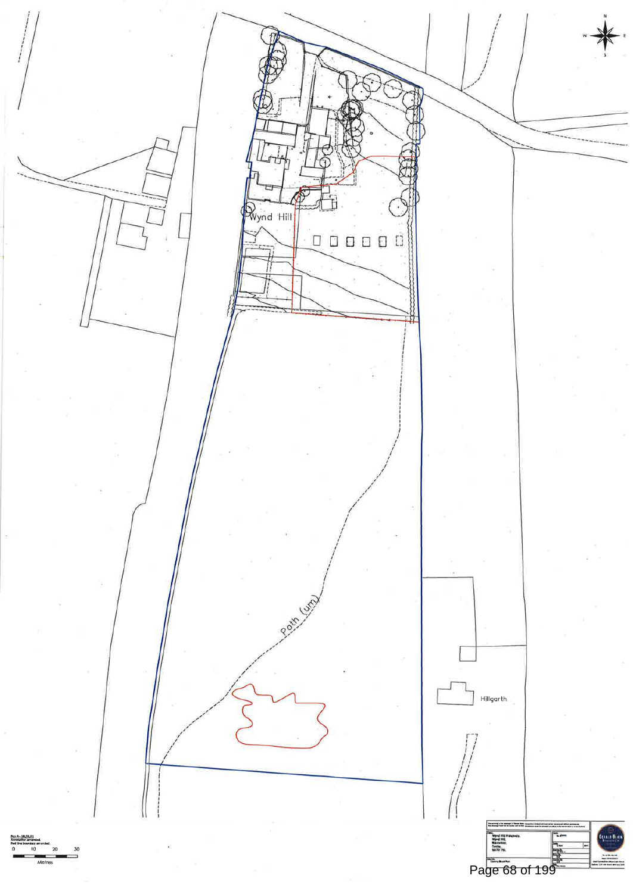Wynd Hill

Path (um)

Hillgarth

Rev A - 18.01.21
Annotation amended.
Red line boundary amended.

0 10 20 30
Metres

Wynd Hill Holdings
Wynd Hill
Tenby
SA70 7SL

Existing Block Plan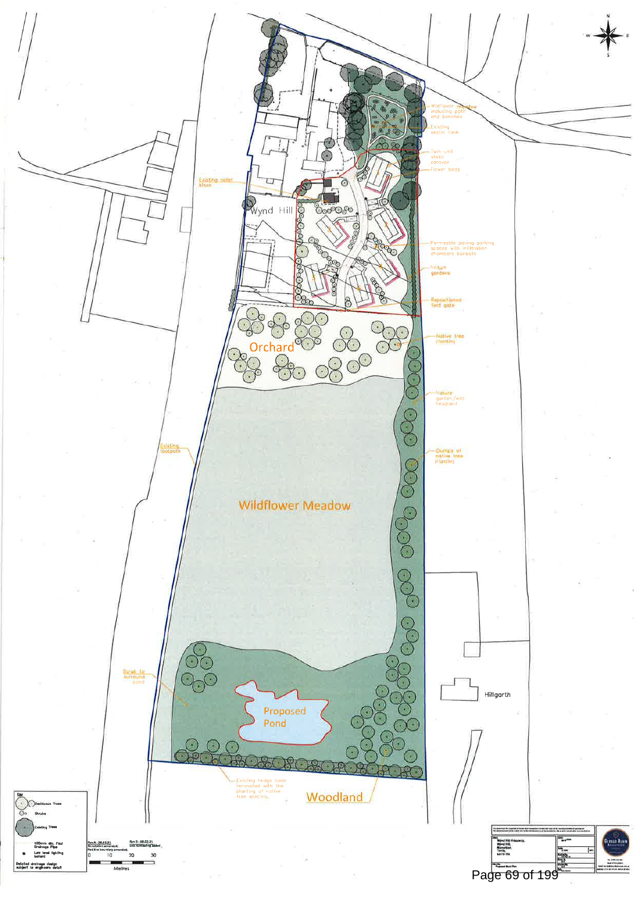Orchard

Wildflower Meadow

Proposed Pond

Woodland

Wynd Hill

Hillgarth

Wildflower meadow including path and benches

Existing septic tank

Twin unit static caravan

Flower beds

Permeable paving parking spaces with infiltration chambers beneath

Nature gardens

Repositioned field gate

Native tree planting

Nature garden/wild headland

Clumps of native tree planting

Existing toilet block

Existing footpath

Scrub to surround pond

Existing hedge bank renovated with the planting of native tree species

Key

Deciduous Trees

Shrubs

Existing Trees

100mm dia. Foul Drainage Pipe

Low level lighting bollard

Detailed drainage design subject to engineers detail

0 10 20 30

Metres

Wynd Hill Hideaway, Wynd Hill, Marsett, Leyburn, DL8 3LP

Proposed Block Plan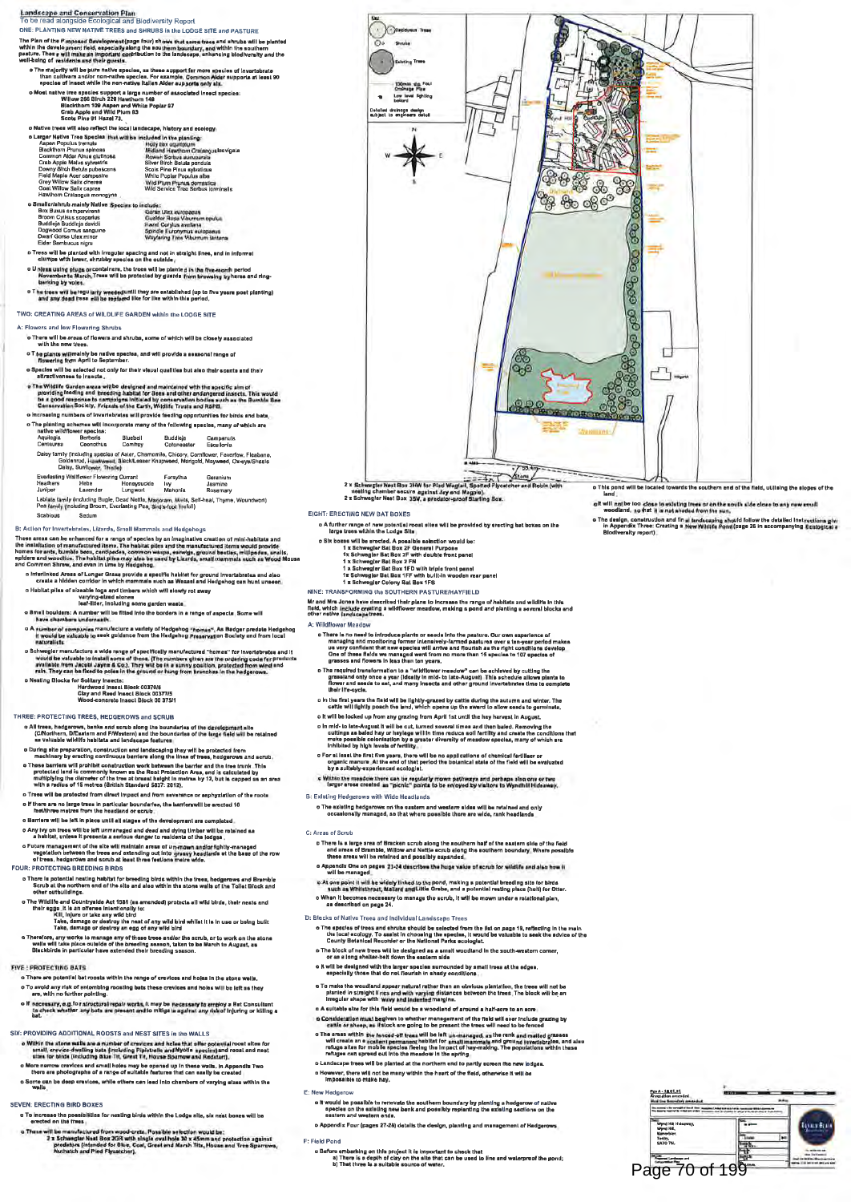# Landscape and Conservation Plan

To be read alongside Ecological and Biodiversity Report

## ONE: PLANTING NEW NATIVE TREES and SHRUBS in the LODGE SITE and PASTURE

The Plan of the Proposed Development (page four) shows that some trees and shrubs will be planted within the development field, especially along the southern boundary, and within the southern pasture. These will make an important contribution to the landscape, enhancing biodiversity and the well-being of residents and their guests.

- The majority will be pure native species, as these support far more species of invertebrate than cultivars and/or non-native species. For example, Common Alder supports at least 90 species of insect while the non-native Italian Alder supports only six.
- Most native tree species support a large number of associated insect species:
  - Willow 266 Birch 229 Hawthorn 149
  - Blackthorn 109 Aspen and White Poplar 97
  - Crab Apple and Wild Plum 93
  - Scots Pine 91 Hazel 73.
- Native trees will also reflect the local landscape, history and ecology.
- Larger Native Tree Species that will be included in the planting:

| | |
|---|---|
| Aspen Populus tremula | Holly Ilex aquifolium |
| Blackthorn Prunus spinosa | Midland Hawthorn Crataegus laevigata |
| Common Alder Alnus glutinosa | Rowan Sorbus aucuparia |
| Crab Apple Malus sylvestris | Silver Birch Betula pendula |
| Downy Birch Betula pubescens | Scots Pine Pinus sylvestris |
| Field Maple Acer campestre | White Poplar Populus alba |
| Grey Willow Salix cinerea | Wild Plum Prunus domestica |
| Goat Willow Salix caprea | Wild Service Tree Sorbus torminalis |
| Hawthorn Crataegus monogyna | |

- Smaller/shrub mainly Native Species to include:

| | |
|---|---|
| Box Buxus sempervirens | Gorse Ulex europaeus |
| Broom Cytisus scoparius | Guelder Rose Viburnum opulus |
| Buddleja Buddleja davidii | Hazel Corylus avellana |
| Dogwood Cornus sanguinea | Spindle Euonymus europaeus |
| Dwarf Gorse Ulex minor | Wayfaring Tree Viburnum lantana |
| Elder Sambucus nigra | |

- Trees will be planted with irregular spacing and not in straight lines, and in informal clumps with lower, shrubby species on the outside.
- Unless using plugs or containers, the trees will be planted in the five-month period November to March. Trees will be protected by guards from browsing by hares and ring-barking by voles.
- The trees will be regularly weeded until they are established (up to five years post planting) and any dead trees will be replaced like for like within this period.

## TWO: CREATING AREAS of WILDLIFE GARDEN within the LODGE SITE

### A: Flowers and low Flowering Shrubs

- There will be areas of flowers and shrubs, some of which will be closely associated with the new trees.
- The plants will mainly be native species, and will provide a seasonal range of flowering from April to September.
- Species will be selected not only for their visual qualities but also their scents and their attractiveness to insects.
- The Wildlife Garden areas will be designed and maintained with the specific aim of providing feeding and breeding habitat for bees and other endangered insects. This would be a good response to campaigns initiated by conservation bodies such as the Bumble Bee Conservation Society, Friends of the Earth, Wildlife Trusts and RSPB.
- Increasing numbers of invertebrates will provide feeding opportunities for birds and bats.
- The planting schemes will incorporate many of the following species, many of which are native wildflower species:

| | | | | |
|---|---|---|---|---|
| Aquilegia | Berberis | Bluebell | Buddleja | Campanula |
| Centaurea | Ceanothus | Comfrey | Cotoneaster | Escallonia |

Daisy family (including species of Aster, Chamomile, Chicory, Cornflower, Feverfew, Fleabane, Goldenrod, Hawkweed, Black/Lesser Knapweed, Marigold, Mayweed, Ox-eye/Shasta Daisy, Sunflower, Thistle)

| | | | | |
|---|---|---|---|---|
| Everlasting Wallflower | Flowering Currant | | Forsythia | Geranium |
| Heathers | Hebe | Honeysuckle | Ivy | Jasmine |
| Juniper | Lavender | Lungwort | Mahonia | Rosemary |

Labiate family (including Bugle, Dead Nettle, Marjoram, Mints, Self-heal, Thyme, Woundwort)
Pea family (including Broom, Everlasting Pea, Bird's-foot trefoil)

Scabious Sedum

### B: Action for Invertebrates, Lizards, Small Mammals and Hedgehogs

These areas can be enhanced for a range of species by an imaginative creation of mini-habitats and the installation of manufactured items. The habitat piles and the manufactured items would provide homes for ants, bumble bees, centipedes, common wasps, earwigs, ground beetles, millipedes, snails, spiders and woodlice. The habitat piles may also be used by Lizards, small mammals such as Wood Mouse and Common Shrew, and even in time by Hedgehog.

- Interlinked Areas of Longer Grass provide a specific habitat for ground invertebrates and also create a hidden corridor in which mammals such as Weasel and Hedgehog can hunt unseen.
- Habitat piles of sizeable logs and timbers which will slowly rot away
  - varying-sized stones
  - leaf-litter, including some garden waste.
- Small boulders: A number will be fitted into the borders in a range of aspects. Some will have chambers underneath.
- A number of companies manufacture a variety of Hedgehog "homes". As Badger predate Hedgehog it would be valuable to seek guidance from the Hedgehog Preservation Society and from local naturalists.
- Schwegler manufacture a wide range of specifically manufactured "homes" for invertebrates and it would be valuable to install some of these. (The numbers given are the ordering code for products available from Jacobi Jayne & Co.). They will be in a sunny position, protected from wind and rain. They can be fixed to poles in the ground or hung from branches in the hedgerows.
- Nesting Blocks for Solitary Insects:
  - Hardwood Insect Block 00370/8
  - Clay and Reed Insect Block 00377/5
  - Wood-concrete Insect Block 00 375/1

## THREE: PROTECTING TREES, HEDGEROWS and SCRUB

- All trees, hedgerows, banks and scrub along the boundaries of the development site (C/Northern, D/Eastern and F/Western) and the boundaries of the large field will be retained as valuable wildlife habitats and landscape features.
- During site preparation, construction and landscaping they will be protected from machinery by erecting continuous barriers along the lines of trees, hedgerows and scrub.
- These barriers will prohibit construction work between the barrier and the tree trunk. This protected land is commonly known as the Root Protection Area, and is calculated by multiplying the diameter of the tree at breast height in metres by 12, but is capped as an area with a radius of 15 metres (British Standard 5837: 2012).
- Trees will be protected from direct impact and from severance or asphyxiation of the roots.
- If there are no large trees in particular boundaries, the barriers will be erected 10 feet/three metres from the headland or scrub.
- Barriers will be left in place until all stages of the development are completed.
- Any ivy on trees will be left unmanaged and dead and dying timber will be retained as a habitat, unless it presents a serious danger to residents of the lodges.
- Future management of the site will maintain areas of unmown and/or lightly-managed vegetation between the trees and extending out into grassy headlands at the base of the row of trees, hedgerows and scrub at least three feet/one metre wide.

## FOUR: PROTECTING BREEDING BIRDS

- There is potential nesting habitat for breeding birds within the trees, hedgerows and Bramble Scrub at the northern end of the site and also within the stone walls of the Toilet Block and other outbuildings.
- The Wildlife and Countryside Act 1981 (as amended) protects all wild birds, their nests and their eggs. It is an offence intentionally to:
  - Kill, injure or take any wild bird
  - Take, damage or destroy the nest of any wild bird whilst it is in use or being built
  - Take, damage or destroy an egg of any wild bird
- Therefore, any works to manage any of these trees and/or the scrub, or to work on the stone walls will take place outside of the breeding season, taken to be March to August, as Blackbirds in particular have extended their breeding season.

## FIVE: PROTECTING BATS

- There are potential bat roosts within the range of crevices and holes in the stone walls.
- To avoid any risk of entombing roosting bats these crevices and holes will be left as they are, with no further pointing.
- If necessary, e.g. for structural repair works, it may be necessary to employ a Bat Consultant to check whether any bats are present and to mitigate against any risk of injuring or killing a bat.

## SIX: PROVIDING ADDITIONAL ROOSTS and NEST SITES in the WALLS

- Within the stone walls are a number of crevices and holes that offer potential roost sites for small, crevice-dwelling bats (including Pipistrelle and Myotis species) and roost and nest sites for birds (including Blue Tit, Great Tit, House Sparrow and Redstart).
- More narrow crevices and small holes may be opened up in these walls. In Appendix Two there are photographs of a range of suitable features that can easily be created.
- Some can be deep crevices, while others can lead into chambers of varying sizes within the walls.

## SEVEN: ERECTING BIRD BOXES

- To increase the possibilities for nesting birds within the Lodge site, six nest boxes will be erected on the trees.
- These will be manufactured from wood-crete. Possible selection would be:
  - 2 x Schwegler Nest Box 2GR with single oval hole 30 x 45mm and protection against predators (intended for Blue, Coal, Great and Marsh Tits, House and Tree Sparrows, Nuthatch and Pied Flycatcher).
  - 2 x Schwegler Nest Box 2HW for Pied Wagtail, Spotted Flycatcher and Robin (with nesting chamber secure against Jay and Magpie).
  - 2 x Schwegler Nest Box 3SV, a predator-proof Starling Box.

## EIGHT: ERECTING NEW BAT BOXES

- A further range of new potential roost sites will be provided by erecting bat boxes on the large trees within the Lodge Site.
- Six boxes will be erected. A possible selection would be:
  - 1 x Schwegler Bat Box 2F General Purpose
  - 1x Schwegler Bat Box 2F with double front panel
  - 1 x Schwegler Bat Box 2 FN
  - 1 x Schwegler Bat Box 1FD with triple front panel
  - 1x Schwegler Bat Box 1FF with built-in wooden rear panel
  - 1 x Schwegler Colony Bat Box 1FS

## NINE: TRANSFORMING the SOUTHERN PASTURE/HAYFIELD

Mr and Mrs Jones have described their plans to increase the range of habitats and wildlife in this field, which include creating a wildflower meadow, making a pond and planting a several blocks and other native landscape trees.

### A: Wildflower Meadow

- There is no need to introduce plants or seeds into the pasture. Our own experience of managing and monitoring former intensively-farmed pastures over a ten-year period makes us very confident that new species will arrive and flourish as the right conditions develop. One of these fields we managed went from no more than 15 species to 107 species of grasses and flowers in less than ten years.
- The required transformation to a "wildflower meadow" can be achieved by cutting the grassland only once a year (ideally in mid- to late-August). This schedule allows plants to flower and seeds to set, and many insects and other ground invertebrates time to complete their life-cycle.
- In the first years the field will be lightly-grazed by cattle during the autumn and winter. The cattle will lightly poach the land, which opens up the sward to allow seeds to germinate.
- It will be locked up from any grazing from April 1st until the hay harvest in August.
- In mid- to late-August it will be cut, turned several times and then baled. Removing the cuttings as baled hay or haylage will in time reduce soil fertility and create the conditions that make possible colonisation by a greater diversity of meadow species, many of which are inhibited by high levels of fertility.
- For at least the first five years, there will be no applications of chemical fertiliser or organic manure. At the end of that period the botanical state of the field will be evaluated by a suitably-experienced ecologist.
- Within the meadow there can be regularly mown pathways and perhaps also one or two larger areas created as "picnic" points to be enjoyed by visitors to Wyndhill Hideaway.

### B: Existing Hedgerows with Wide Headlands

- The existing hedgerows on the eastern and western sides will be retained and only occasionally managed, so that where possible there are wide, rank headlands.

### C: Areas of Scrub

- There is a large area of Bracken scrub along the southern half of the eastern side of the field and areas of Bramble, Willow and Nettle scrub along the southern boundary. Where possible these areas will be retained and possibly expanded.
- Appendix One on pages 21-24 describes the huge value of scrub for wildlife and also how it will be managed.
- At one point it will be widely linked to the pond, making a potential breeding site for birds such as Whitethroat, Mallard and Little Grebe, and a potential resting place (holt) for Otter.
- When it becomes necessary to manage the scrub, it will be mown under a rotational plan, as described on page 24.

### D: Blocks of Native Trees and Individual Landscape Trees

- The species of trees and shrubs should be selected from the list on page 19, reflecting in the main the local ecology. To assist in choosing the species, it would be valuable to seek the advice of the County Botanical Recorder or the National Parks ecologist.
- The block of new trees will be designed as a small woodland in the south-western corner, or as a long shelter-belt down the eastern side.
- It will be designed with the larger species surrounded by small trees at the edges, especially those that do not flourish in shady conditions.
- To make the woodland appear natural rather than an obvious plantation, the trees will not be planted in straight lines and with varying distances between the trees. The block will be an irregular shape with wavy and indented margins.
- A suitable size for this field would be a woodland of around a half-acre to an acre.
- Consideration must be given to whether management of the field will ever include grazing by cattle or sheep, as if stock are going to be present the trees will need to be fenced.
- The areas within the fenced-off trees will be left un-managed, as the rank and matted grasses will create an excellent permanent habitat for small mammals and ground invertebrates, and also refuge sites for mobile species fleeing the impact of hay-making. The populations within these refuges can spread out into the meadow in the spring.
- Landscape trees will be planted at the northern end to partly screen the new lodges.
- However, there will not be many within the heart of the field, otherwise it will be impossible to make hay.

### E: New Hedgerow

- It would be possible to renovate the southern boundary by planting a hedgerow of native species on the existing new bank and possibly replanting the existing sections on the eastern and western ends.
- Appendix Four (pages 27-28) details the design, planting and management of Hedgerows

### F: Field Pond

- Before embarking on this project it is important to check that
  - a) There is a depth of clay on the site that can be used to line and waterproof the pond;
  - b) That there is a suitable source of water.
- This pond will be located towards the southern end of the field, utilising the slopes of the land.
- It will not be too close to existing trees or on the south side close to any new small woodland, so that it is not shaded from the sun.
- The design, construction and final landscaping should follow the detailed instructions given in Appendix Three: Creating a New Wildlife Pond (page 26 in accompanying Ecological & Biodiversity report).

Key

- Deciduous Trees
- Shrubs
- Existing Trees
- 100mm dia. Foul Drainage Pipe
- Low level lighting bollard

Detailed drainage design subject to engineers detail

Rev A - 18.01.21 Amendments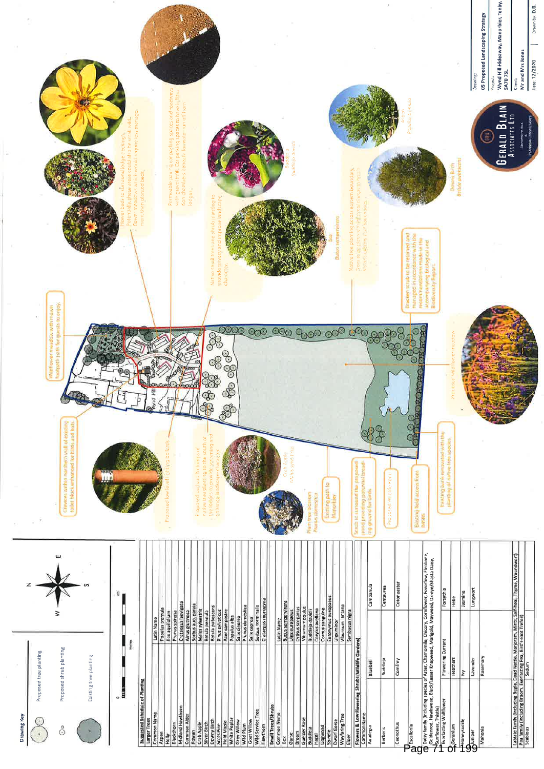## Drawing Key

- Proposed tree planting
- Proposed shrub planting
- Existing tree planting

N / E / S / W

0 — 100 Metres

### Suggested Schedule of Planting

**Larger Trees**

| Common Name | Latin Name |
|---|---|
| Aspen | Populus tremula |
| Holly | Ilex aquifolium |
| Blackthorn | Prunus spinosa |
| Midland Hawthorn | Crataegus laevigata |
| Common Alder | Alnus glutinosa |
| Rowan | Sorbus aucuparia |
| Crab Apple | Malus sylvestris |
| Silver Birch | Betula pendula |
| Downy Birch | Betula pubescens |
| Scots Pine | Pinus sylvestris |
| Field Maple | Acer campestre |
| White Poplar | Populus alba |
| Grey Willow | Salix cinerea |
| Wild Plum | Prunus domestica |
| Goat Willow | Salix caprea |
| Wild Service Tree | Sorbus torminalis |
| Hawthorn | Crataegus monogyna |

**Small Trees/Shrubs**

| Common Name | Latin Name |
|---|---|
| Box | Buxus sempervirens |
| Gorse | Ulex europaeus |
| Broom | Cytisus scoparius |
| Guelder Rose | Viburnum opulus |
| Buddleja | Buddleja davidii |
| Hazel | Corylus avellana |
| Dogwood | Cornus sanguine |
| Spindle | Euonymus europaeus |
| Dwarf Gorse | Ulex minor |
| Wayfaring Tree | Viburnum lantana |
| Elder | Sambucus nigra |

**Flowers & Low Flowering Shrubs (Wildlife Gardens)**

| Common Name | | | |
|---|---|---|---|
| Aquilegia | Bluebell | Campanula | |
| Berberis | Buddleja | Centaurea | |
| Ceonothus | Comfrey | Cotoneaster | |
| Escallonia | | | |
| Daisy family (including species of Aster, Chamomile, Chicory, Cornflower, Feverfew, Fleabane, Goldenrod, Hawkweed, Black/Lesser Knapweed, Marigold, Mayweed, Ox-eye/Shasta Daisy, Sunflower, Thistle) | | | |
| Everlasting Wallflower | Flowering Currant | Forsythia | |
| Geranium | Heathers | Hebe | |
| Honeysuckle | Ivy | Jasmine | |
| Juniper | Lavender | Lungwort | |
| Mahonia | Rosemary | | |
| Labiatae family (including Bugle, Dead Nettle, Marjoram, Mints, Self-heal, Thyme, Woundwort) | | | |
| Pea family (including Broom, Everlasting Pea, Bird's-foot Trefoil) | | | |
| Scabious | Sedum | | |

Crevices within northern wall of existing toilet block enhanced for birds and bats.

Proposed low level lighting bollards.

Proposed orchard & clumps of native tree planting to the south of the lodges to provide screening and enhance landscape character.

Crab Apple *Malus sylvestris*

Plum tree blossom *Prunus domestica*

Existing path to Manorbier

Scrub to surround the proposed pond providing potential breeding ground for birds.

Proposed Wildlife Pond

Existing field access from B4585

Existing bank reinforced with the planting of native tree species.

Wildflower meadow with mown footpath path for guests to enjoy.

Proposed wildflower meadow

Native small trees and shrub planting to provide privacy and improve landscape character.

Native tree planting across eastern boundary. Trees to be planted in 'hedgerow' manner to reinforce existing field boundaries.

Bracken scrub to be retained and managed in accordance with the recommendations made in the accompanying Ecological and Biodiversity Report.

Box *Buxus sempervirens*

Flower beds to surround lodge decking's. Potentially these areas could also be small wild flower meadows which would require less management than planted beds.

Buddleja *Buddleja davidii*

Permeable paving car parking spaces and roadways with gravel infill. Car parking spaces to have rill filtration planters beneath to reduce run-off from lodges.

Downy Birch *Betula pubescens*

Aspen *Populus tremula*

Wynd Hill

Drawing: 05 Proposed Landscaping Strategy

Project: Wynd Hill Hideaway, Manorbier, Tenby, SA70 7SL

Client: Mr and Mrs Jones

Date: 12/2020

Drawn by: D.B.

GERALD BLAIN ASSOCIATES LTD — Architectural & Planning Consultants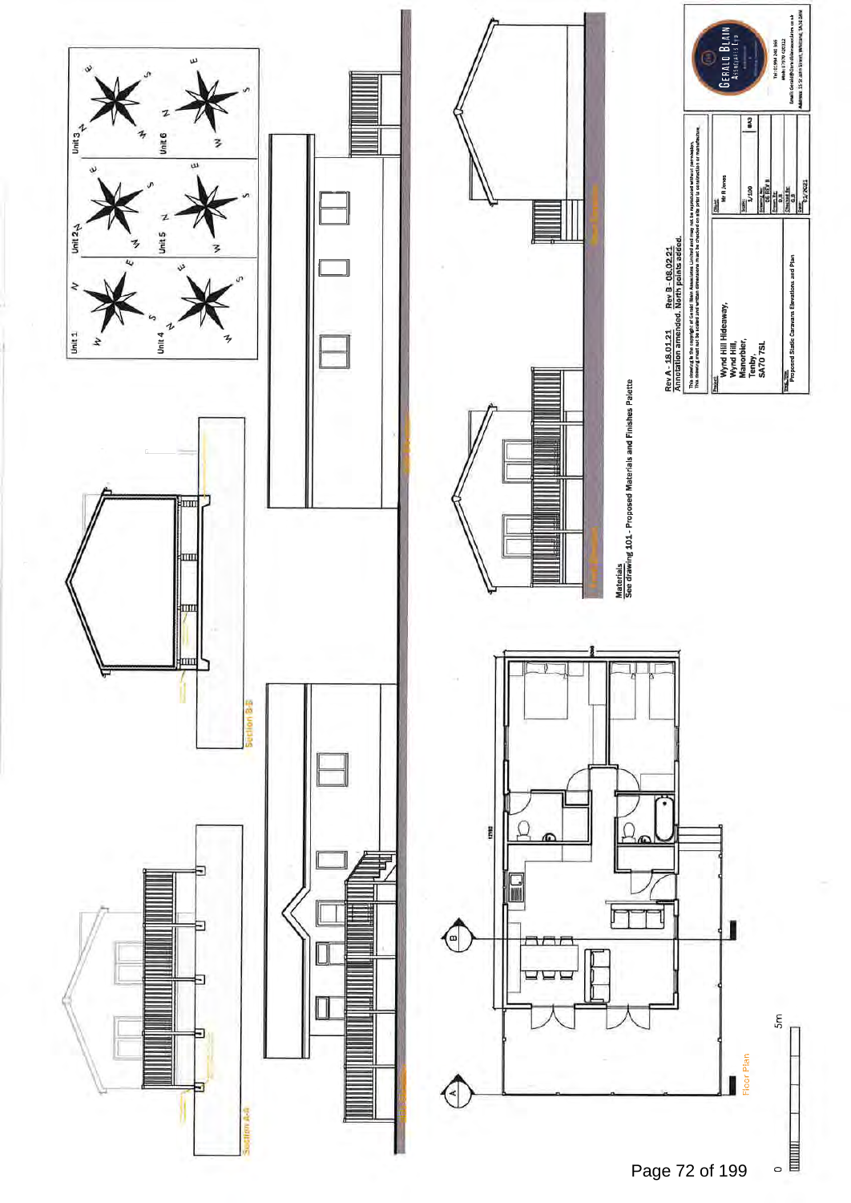Unit 1

Unit 2-3

Unit 3

Unit 4

Unit 5

Unit 6

Section B-B

Section A-A

Floor Plan

0 5m

Materials
See drawing 101 - Proposed Materials and Finishes Palette

Rev A - 18.01.21 Rev B - 08.02.21
Annotation amended. North points added.

This drawing is the copyright of Gerald Blain Associates Limited and may not be reproduced without permission. This drawing must not be scaled and written dimensions must be checked on site prior to construction or manufacture.

Project:
Wynd Hill Hideaway,
Wynd Hill,
Manorbier,
Tenby,
SA70 7SL

Client: Mr R Jones

Scale: 1/100

Size: @A3

Drawing No: 06 REV B

Drawn By: G.B

Checked By: G.B

Date: 01/2021

Drawing Title: Proposed Static Caravans Elevations and Plan

GERALD BLAIN ASSOCIATES LTD

Tel: 01994 240 366
Mob: 07976 402522
Email: Gerald@Geraldblainassociates.co.uk
Address: 15 St John Street, Whitland, SA34 0AN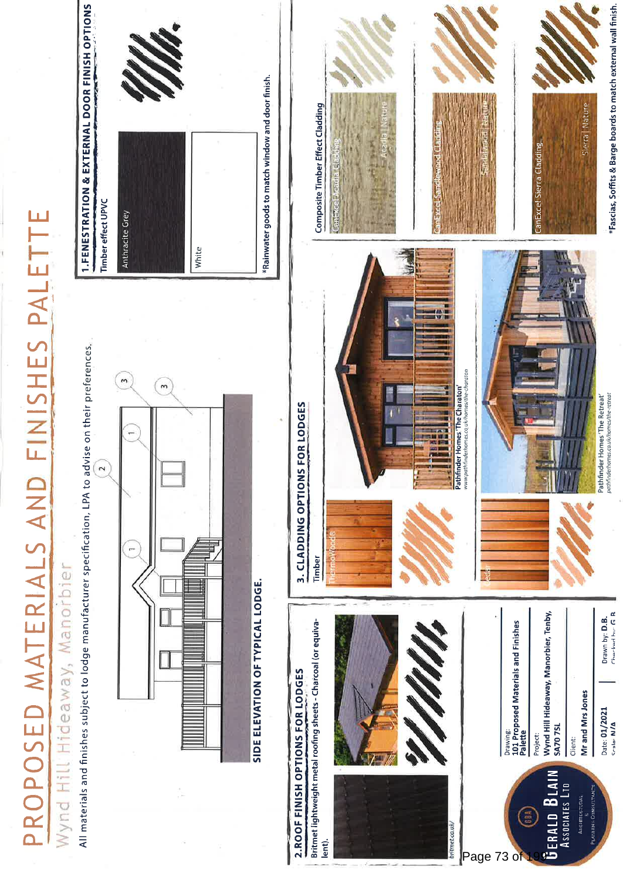# PROPOSED MATERIALS AND FINISHES PALETTE

## Wynd Hill Hideaway, Manorbier

All materials and finishes subject to lodge manufacturer specification, LPA to advise on their preferences.

**SIDE ELEVATION OF TYPICAL LODGE.**

1

2

1

3

3

## 1. FENESTRATION & EXTERNAL DOOR FINISH OPTIONS

Timber effect UPVC

Anthracite Grey

White

*Rainwater goods to match window and door finish.

## 2. ROOF FINISH OPTIONS FOR LODGES

Britmet lightweight metal roofing sheets - Charcoal (or equivalent).

britmet.co.uk/

## 3. CLADDING OPTIONS FOR LODGES

Timber

ThermoWoods

Cedar

Pathfinder Homes 'The Charaton'
www.pathfinderhomes.co.uk/homes/the-charaton

Pathfinder Homes 'The Retreat'
pathfinderhomes.co.uk/homes/the-retreat

Composite Timber Effect Cladding

CanExcel Acadia Cladding — Acadia | Nature

CanExcel Sandlewood Cladding — Sandalwood | Nature

CanExcel Sierra Cladding — Sierra | Nature

*Fascias, Soffits & Barge boards to match external wall finish.

GBA GERALD BLAIN ASSOCIATES LTD
ARCHITECTURAL & PLANNING CONSULTANTS

| | |
|---|---|
| Drawing: | 101 Proposed Materials and Finishes Palette |
| Project: | Wynd Hill Hideaway, Manorbier, Tenby, SA70 7SL |
| Client: | Mr and Mrs Jones |
| Date: 01/2021 | Drawn by: D.B. |
| Scale: N/A | Checked by: G.B. |